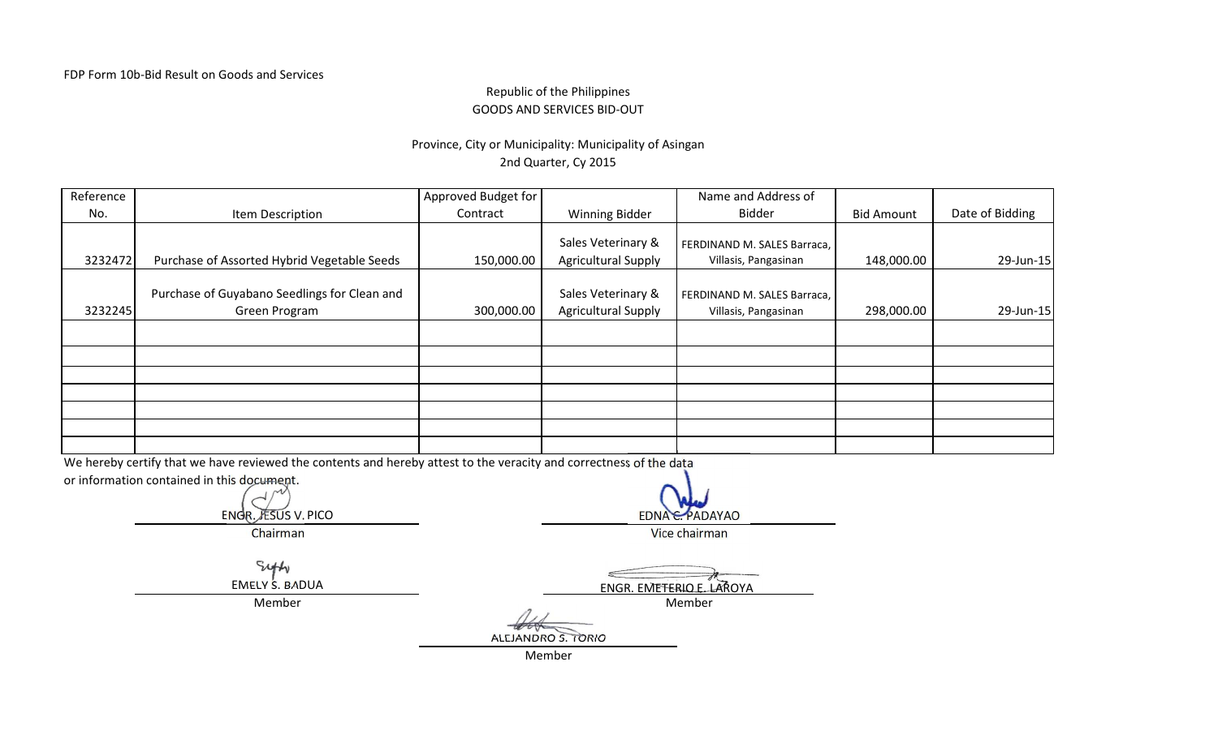FDP Form 10b-Bid Result on Goods and Services

Republic of the Philippines
GOODS AND SERVICES BID-OUT

Province, City or Municipality: Municipality of Asingan
2nd Quarter, Cy 2015

| Reference No. | Item Description | Approved Budget for Contract | Winning Bidder | Name and Address of Bidder | Bid Amount | Date of Bidding |
|---|---|---|---|---|---|---|
| 3232472 | Purchase of Assorted Hybrid Vegetable Seeds | 150,000.00 | Sales Veterinary & Agricultural Supply | FERDINAND M. SALES Barraca, Villasis, Pangasinan | 148,000.00 | 29-Jun-15 |
| 3232245 | Purchase of Guyabano Seedlings for Clean and Green Program | 300,000.00 | Sales Veterinary & Agricultural Supply | FERDINAND M. SALES Barraca, Villasis, Pangasinan | 298,000.00 | 29-Jun-15 |
| | | | | | | |
| | | | | | | |
| | | | | | | |
| | | | | | | |
| | | | | | | |
| | | | | | | |
| | | | | | | |

We hereby certify that we have reviewed the contents and hereby attest to the veracity and correctness of the data or information contained in this document.

ENGR. JESUS V. PICO
Chairman

EDNA C. PADAYAO
Vice chairman

EMELY S. BADUA
Member

ENGR. EMETERIO E. LAROYA
Member

ALEJANDRO S. TORIO
Member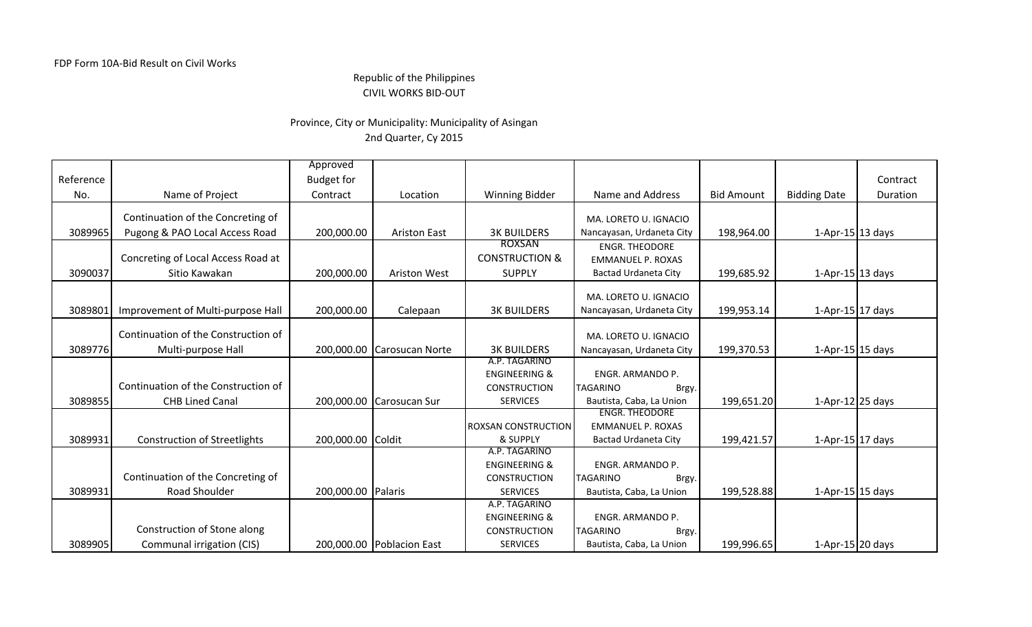FDP Form 10A-Bid Result on Civil Works

Republic of the Philippines
CIVIL WORKS BID-OUT

Province, City or Municipality: Municipality of Asingan
2nd Quarter, Cy 2015

| Reference No. | Name of Project | Approved Budget for Contract | Location | Winning Bidder | Name and Address | Bid Amount | Bidding Date | Contract Duration |
|---|---|---|---|---|---|---|---|---|
| 3089965 | Continuation of the Concreting of Pugong & PAO Local Access Road | 200,000.00 | Ariston East | 3K BUILDERS | MA. LORETO U. IGNACIO Nancayasan, Urdaneta City | 198,964.00 | 1-Apr-15 | 13 days |
| 3090037 | Concreting of Local Access Road at Sitio Kawakan | 200,000.00 | Ariston West | ROXSAN CONSTRUCTION & SUPPLY | ENGR. THEODORE EMMANUEL P. ROXAS Bactad Urdaneta City | 199,685.92 | 1-Apr-15 | 13 days |
| 3089801 | Improvement of Multi-purpose Hall | 200,000.00 | Calepaan | 3K BUILDERS | MA. LORETO U. IGNACIO Nancayasan, Urdaneta City | 199,953.14 | 1-Apr-15 | 17 days |
| 3089776 | Continuation of the Construction of Multi-purpose Hall | 200,000.00 | Carosucan Norte | 3K BUILDERS | MA. LORETO U. IGNACIO Nancayasan, Urdaneta City | 199,370.53 | 1-Apr-15 | 15 days |
| 3089855 | Continuation of the Construction of CHB Lined Canal | 200,000.00 | Carosucan Sur | A.P. TAGARINO ENGINEERING & CONSTRUCTION SERVICES | ENGR. ARMANDO P. TAGARINO Brgy. Bautista, Caba, La Union | 199,651.20 | 1-Apr-12 | 25 days |
| 3089931 | Construction of Streetlights | 200,000.00 | Coldit | ROXSAN CONSTRUCTION & SUPPLY | ENGR. THEODORE EMMANUEL P. ROXAS Bactad Urdaneta City | 199,421.57 | 1-Apr-15 | 17 days |
| 3089931 | Continuation of the Concreting of Road Shoulder | 200,000.00 | Palaris | A.P. TAGARINO ENGINEERING & CONSTRUCTION SERVICES | ENGR. ARMANDO P. TAGARINO Brgy. Bautista, Caba, La Union | 199,528.88 | 1-Apr-15 | 15 days |
| 3089905 | Construction of Stone along Communal irrigation (CIS) | 200,000.00 | Poblacion East | A.P. TAGARINO ENGINEERING & CONSTRUCTION SERVICES | ENGR. ARMANDO P. TAGARINO Brgy. Bautista, Caba, La Union | 199,996.65 | 1-Apr-15 | 20 days |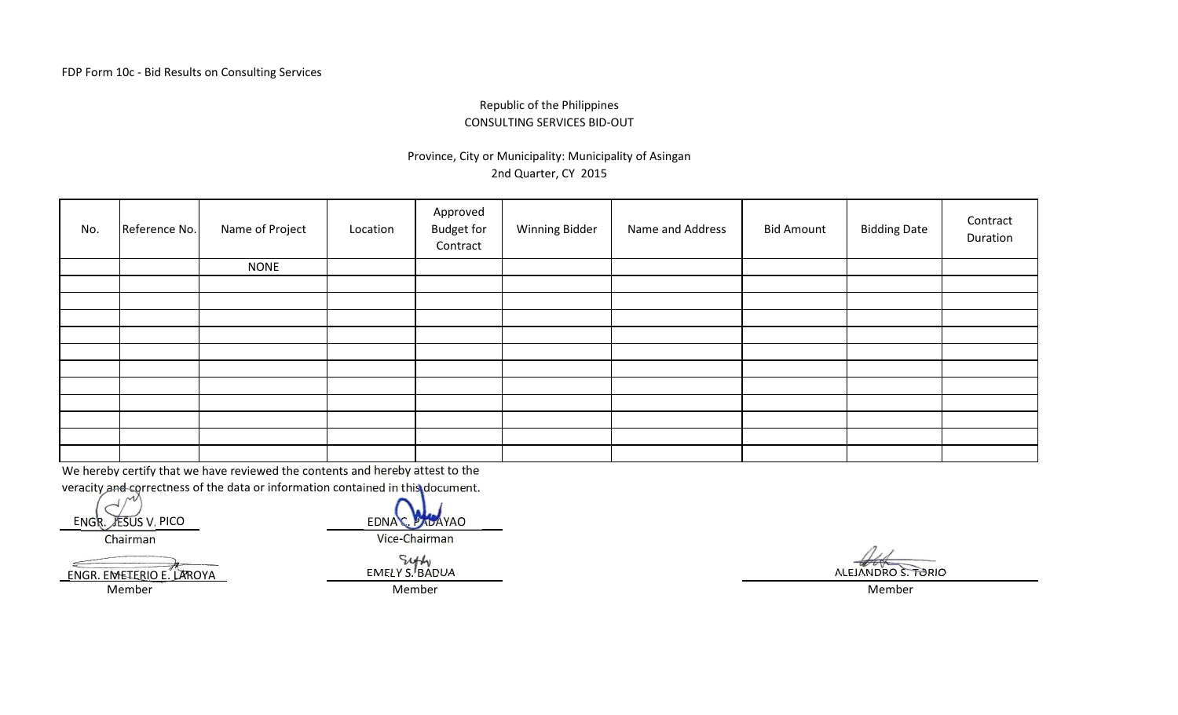FDP Form 10c - Bid Results on Consulting Services

Republic of the Philippines
CONSULTING SERVICES BID-OUT

Province, City or Municipality: Municipality of Asingan
2nd Quarter, CY 2015

| No. | Reference No. | Name of Project | Location | Approved Budget for Contract | Winning Bidder | Name and Address | Bid Amount | Bidding Date | Contract Duration |
|---|---|---|---|---|---|---|---|---|---|
| | | NONE | | | | | | | |
| | | | | | | | | | |
| | | | | | | | | | |
| | | | | | | | | | |
| | | | | | | | | | |
| | | | | | | | | | |
| | | | | | | | | | |
| | | | | | | | | | |
| | | | | | | | | | |
| | | | | | | | | | |
| | | | | | | | | | |
| | | | | | | | | | |

We hereby certify that we have reviewed the contents and hereby attest to the veracity and correctness of the data or information contained in this document.

ENGR. JESUS V. PICO
Chairman

EDNA C. PADAYAO
Vice-Chairman

ENGR. EMETERIO E. LAROYA
Member

EMELY S. BADUA
Member

ALEJANDRO S. TORIO
Member